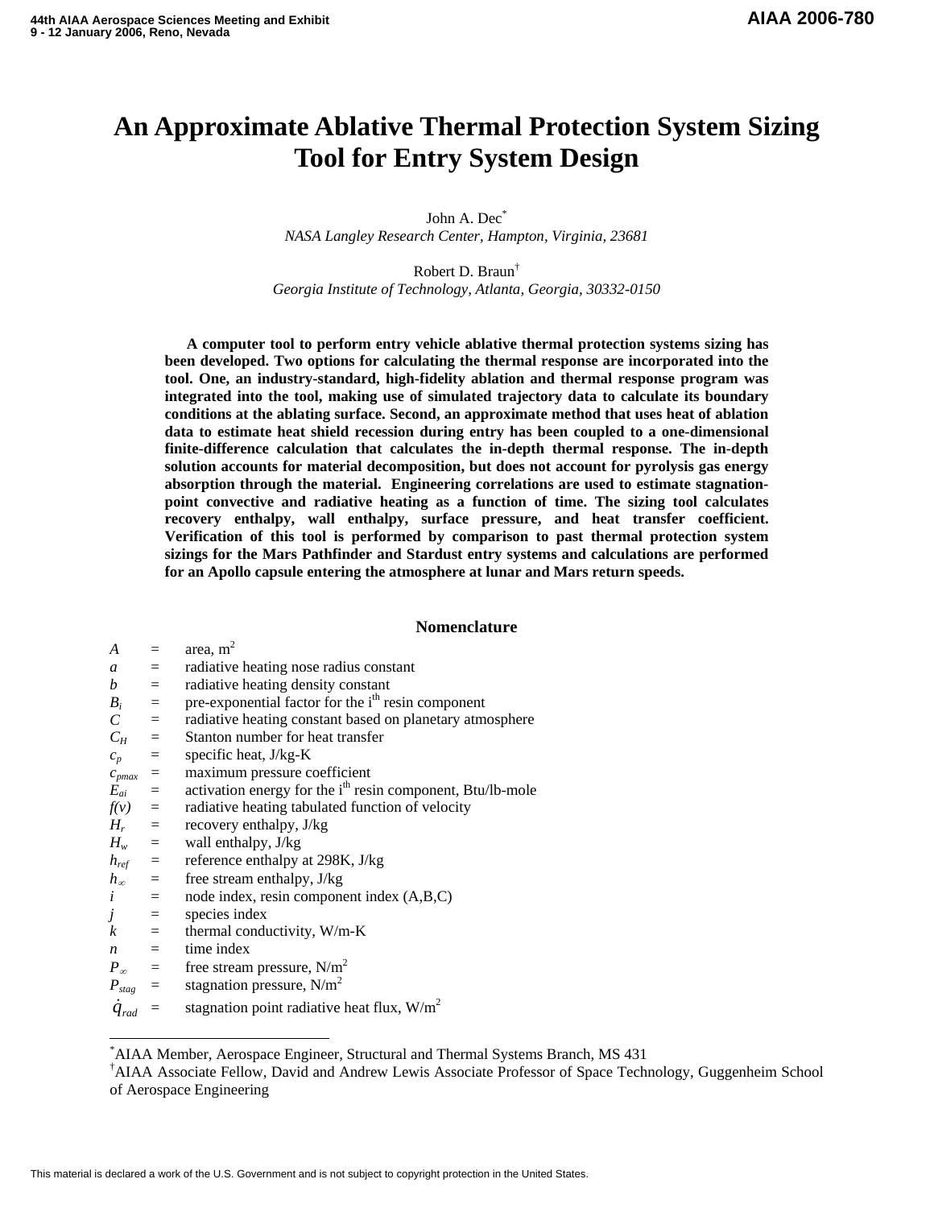# An Approximate Ablative Thermal Protection System Sizing Tool for Entry System Design

John A. Dec[*]
*NASA Langley Research Center, Hampton, Virginia, 23681*

Robert D. Braun[†]
*Georgia Institute of Technology, Atlanta, Georgia, 30332-0150*

**A computer tool to perform entry vehicle ablative thermal protection systems sizing has been developed. Two options for calculating the thermal response are incorporated into the tool. One, an industry-standard, high-fidelity ablation and thermal response program was integrated into the tool, making use of simulated trajectory data to calculate its boundary conditions at the ablating surface. Second, an approximate method that uses heat of ablation data to estimate heat shield recession during entry has been coupled to a one-dimensional finite-difference calculation that calculates the in-depth thermal response. The in-depth solution accounts for material decomposition, but does not account for pyrolysis gas energy absorption through the material. Engineering correlations are used to estimate stagnation-point convective and radiative heating as a function of time. The sizing tool calculates recovery enthalpy, wall enthalpy, surface pressure, and heat transfer coefficient. Verification of this tool is performed by comparison to past thermal protection system sizings for the Mars Pathfinder and Stardust entry systems and calculations are performed for an Apollo capsule entering the atmosphere at lunar and Mars return speeds.**

## Nomenclature

| | | |
|---|---|---|
| $A$ | = | area, $m^2$ |
| $a$ | = | radiative heating nose radius constant |
| $b$ | = | radiative heating density constant |
| $B_i$ | = | pre-exponential factor for the i$^{th}$ resin component |
| $C$ | = | radiative heating constant based on planetary atmosphere |
| $C_H$ | = | Stanton number for heat transfer |
| $c_p$ | = | specific heat, J/kg-K |
| $c_{pmax}$ | = | maximum pressure coefficient |
| $E_{ai}$ | = | activation energy for the i$^{th}$ resin component, Btu/lb-mole |
| $f(v)$ | = | radiative heating tabulated function of velocity |
| $H_r$ | = | recovery enthalpy, J/kg |
| $H_w$ | = | wall enthalpy, J/kg |
| $h_{ref}$ | = | reference enthalpy at 298K, J/kg |
| $h_\infty$ | = | free stream enthalpy, J/kg |
| $i$ | = | node index, resin component index (A,B,C) |
| $j$ | = | species index |
| $k$ | = | thermal conductivity, W/m-K |
| $n$ | = | time index |
| $P_\infty$ | = | free stream pressure, $N/m^2$ |
| $P_{stag}$ | = | stagnation pressure, $N/m^2$ |
| $\dot{q}_{rad}$ | = | stagnation point radiative heat flux, $W/m^2$ |

[*] AIAA Member, Aerospace Engineer, Structural and Thermal Systems Branch, MS 431
[†] AIAA Associate Fellow, David and Andrew Lewis Associate Professor of Space Technology, Guggenheim School of Aerospace Engineering

This material is declared a work of the U.S. Government and is not subject to copyright protection in the United States.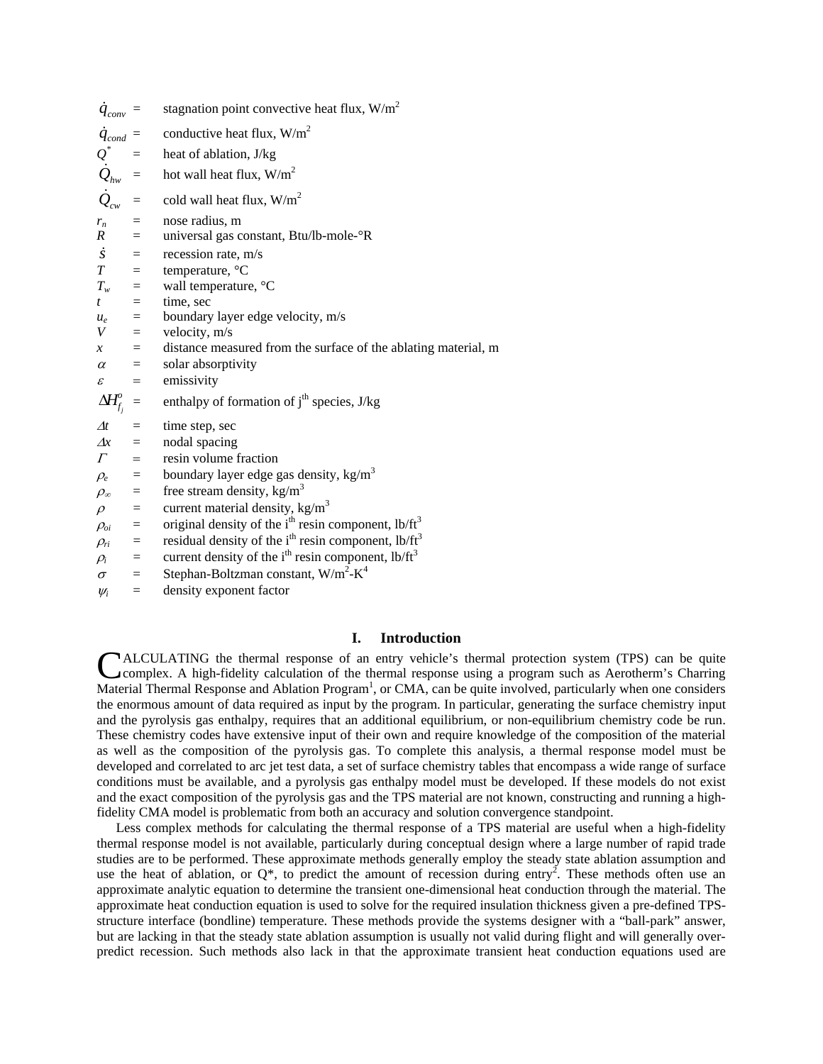$\dot{q}_{conv}$ = stagnation point convective heat flux, W/m$^2$
$\dot{q}_{cond}$ = conductive heat flux, W/m$^2$
$Q^*$ = heat of ablation, J/kg
$\dot{Q}_{hw}$ = hot wall heat flux, W/m$^2$
$\dot{Q}_{cw}$ = cold wall heat flux, W/m$^2$
$r_n$ = nose radius, m
$R$ = universal gas constant, Btu/lb-mole-°R
$\dot{s}$ = recession rate, m/s
$T$ = temperature, °C
$T_w$ = wall temperature, °C
$t$ = time, sec
$u_e$ = boundary layer edge velocity, m/s
$V$ = velocity, m/s
$x$ = distance measured from the surface of the ablating material, m
$\alpha$ = solar absorptivity
$\varepsilon$ = emissivity
$\Delta H^o_{f_j}$ = enthalpy of formation of j$^{th}$ species, J/kg
$\Delta t$ = time step, sec
$\Delta x$ = nodal spacing
$\Gamma$ = resin volume fraction
$\rho_e$ = boundary layer edge gas density, kg/m$^3$
$\rho_\infty$ = free stream density, kg/m$^3$
$\rho$ = current material density, kg/m$^3$
$\rho_{oi}$ = original density of the i$^{th}$ resin component, lb/ft$^3$
$\rho_{ri}$ = residual density of the i$^{th}$ resin component, lb/ft$^3$
$\rho_i$ = current density of the i$^{th}$ resin component, lb/ft$^3$
$\sigma$ = Stephan-Boltzman constant, W/m$^2$-K$^4$
$\psi_i$ = density exponent factor

## I. Introduction

CALCULATING the thermal response of an entry vehicle's thermal protection system (TPS) can be quite complex. A high-fidelity calculation of the thermal response using a program such as Aerotherm's Charring Material Thermal Response and Ablation Program[1], or CMA, can be quite involved, particularly when one considers the enormous amount of data required as input by the program. In particular, generating the surface chemistry input and the pyrolysis gas enthalpy, requires that an additional equilibrium, or non-equilibrium chemistry code be run. These chemistry codes have extensive input of their own and require knowledge of the composition of the material as well as the composition of the pyrolysis gas. To complete this analysis, a thermal response model must be developed and correlated to arc jet test data, a set of surface chemistry tables that encompass a wide range of surface conditions must be available, and a pyrolysis gas enthalpy model must be developed. If these models do not exist and the exact composition of the pyrolysis gas and the TPS material are not known, constructing and running a high-fidelity CMA model is problematic from both an accuracy and solution convergence standpoint.

Less complex methods for calculating the thermal response of a TPS material are useful when a high-fidelity thermal response model is not available, particularly during conceptual design where a large number of rapid trade studies are to be performed. These approximate methods generally employ the steady state ablation assumption and use the heat of ablation, or Q*, to predict the amount of recession during entry[2]. These methods often use an approximate analytic equation to determine the transient one-dimensional heat conduction through the material. The approximate heat conduction equation is used to solve for the required insulation thickness given a pre-defined TPS-structure interface (bondline) temperature. These methods provide the systems designer with a "ball-park" answer, but are lacking in that the steady state ablation assumption is usually not valid during flight and will generally over-predict recession. Such methods also lack in that the approximate transient heat conduction equations used are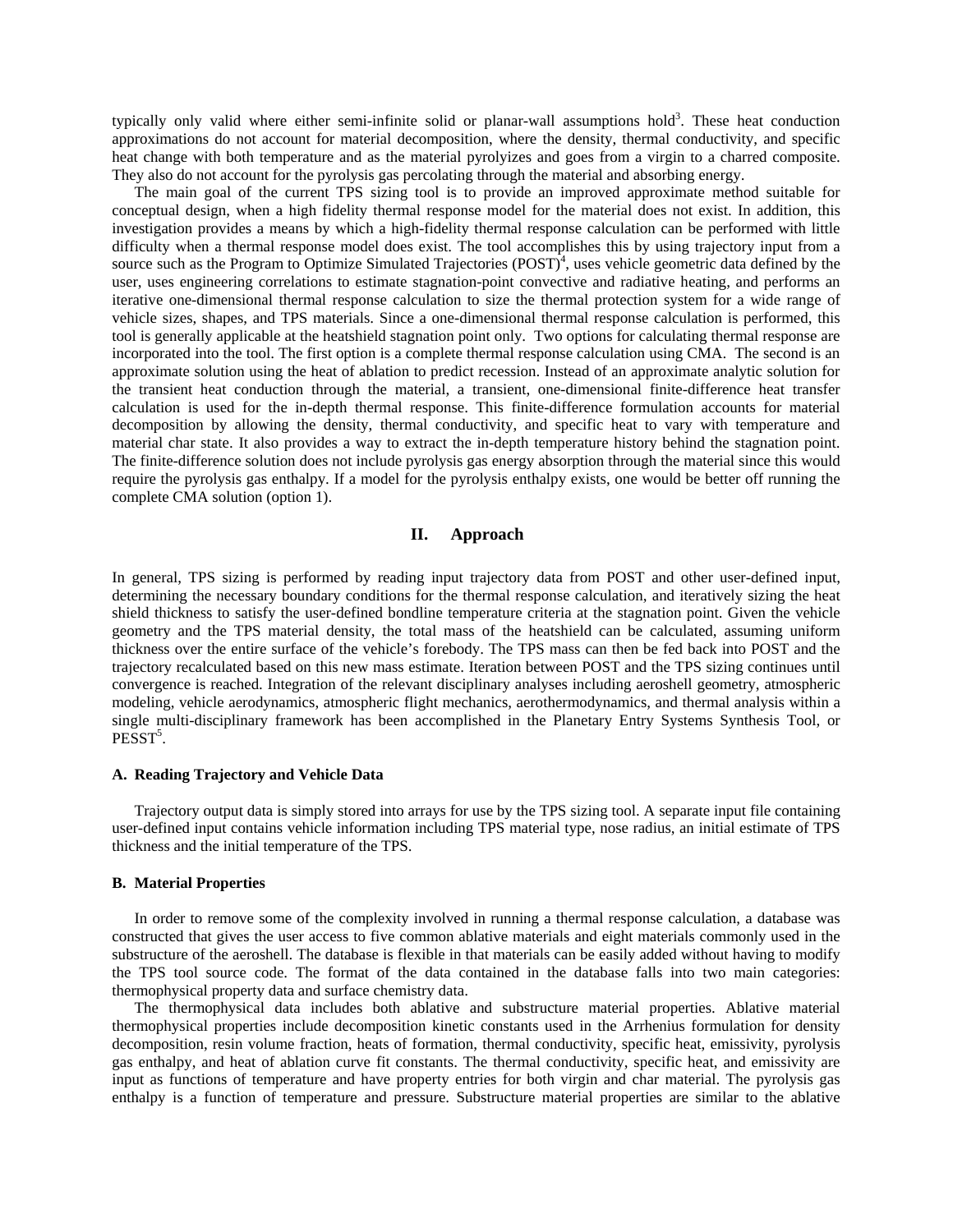typically only valid where either semi-infinite solid or planar-wall assumptions hold[3]. These heat conduction approximations do not account for material decomposition, where the density, thermal conductivity, and specific heat change with both temperature and as the material pyrolyizes and goes from a virgin to a charred composite. They also do not account for the pyrolysis gas percolating through the material and absorbing energy.

The main goal of the current TPS sizing tool is to provide an improved approximate method suitable for conceptual design, when a high fidelity thermal response model for the material does not exist. In addition, this investigation provides a means by which a high-fidelity thermal response calculation can be performed with little difficulty when a thermal response model does exist. The tool accomplishes this by using trajectory input from a source such as the Program to Optimize Simulated Trajectories (POST)[4], uses vehicle geometric data defined by the user, uses engineering correlations to estimate stagnation-point convective and radiative heating, and performs an iterative one-dimensional thermal response calculation to size the thermal protection system for a wide range of vehicle sizes, shapes, and TPS materials. Since a one-dimensional thermal response calculation is performed, this tool is generally applicable at the heatshield stagnation point only. Two options for calculating thermal response are incorporated into the tool. The first option is a complete thermal response calculation using CMA. The second is an approximate solution using the heat of ablation to predict recession. Instead of an approximate analytic solution for the transient heat conduction through the material, a transient, one-dimensional finite-difference heat transfer calculation is used for the in-depth thermal response. This finite-difference formulation accounts for material decomposition by allowing the density, thermal conductivity, and specific heat to vary with temperature and material char state. It also provides a way to extract the in-depth temperature history behind the stagnation point. The finite-difference solution does not include pyrolysis gas energy absorption through the material since this would require the pyrolysis gas enthalpy. If a model for the pyrolysis enthalpy exists, one would be better off running the complete CMA solution (option 1).

## II. Approach

In general, TPS sizing is performed by reading input trajectory data from POST and other user-defined input, determining the necessary boundary conditions for the thermal response calculation, and iteratively sizing the heat shield thickness to satisfy the user-defined bondline temperature criteria at the stagnation point. Given the vehicle geometry and the TPS material density, the total mass of the heatshield can be calculated, assuming uniform thickness over the entire surface of the vehicle's forebody. The TPS mass can then be fed back into POST and the trajectory recalculated based on this new mass estimate. Iteration between POST and the TPS sizing continues until convergence is reached. Integration of the relevant disciplinary analyses including aeroshell geometry, atmospheric modeling, vehicle aerodynamics, atmospheric flight mechanics, aerothermodynamics, and thermal analysis within a single multi-disciplinary framework has been accomplished in the Planetary Entry Systems Synthesis Tool, or PESST[5].

### A. Reading Trajectory and Vehicle Data

Trajectory output data is simply stored into arrays for use by the TPS sizing tool. A separate input file containing user-defined input contains vehicle information including TPS material type, nose radius, an initial estimate of TPS thickness and the initial temperature of the TPS.

### B. Material Properties

In order to remove some of the complexity involved in running a thermal response calculation, a database was constructed that gives the user access to five common ablative materials and eight materials commonly used in the substructure of the aeroshell. The database is flexible in that materials can be easily added without having to modify the TPS tool source code. The format of the data contained in the database falls into two main categories: thermophysical property data and surface chemistry data.

The thermophysical data includes both ablative and substructure material properties. Ablative material thermophysical properties include decomposition kinetic constants used in the Arrhenius formulation for density decomposition, resin volume fraction, heats of formation, thermal conductivity, specific heat, emissivity, pyrolysis gas enthalpy, and heat of ablation curve fit constants. The thermal conductivity, specific heat, and emissivity are input as functions of temperature and have property entries for both virgin and char material. The pyrolysis gas enthalpy is a function of temperature and pressure. Substructure material properties are similar to the ablative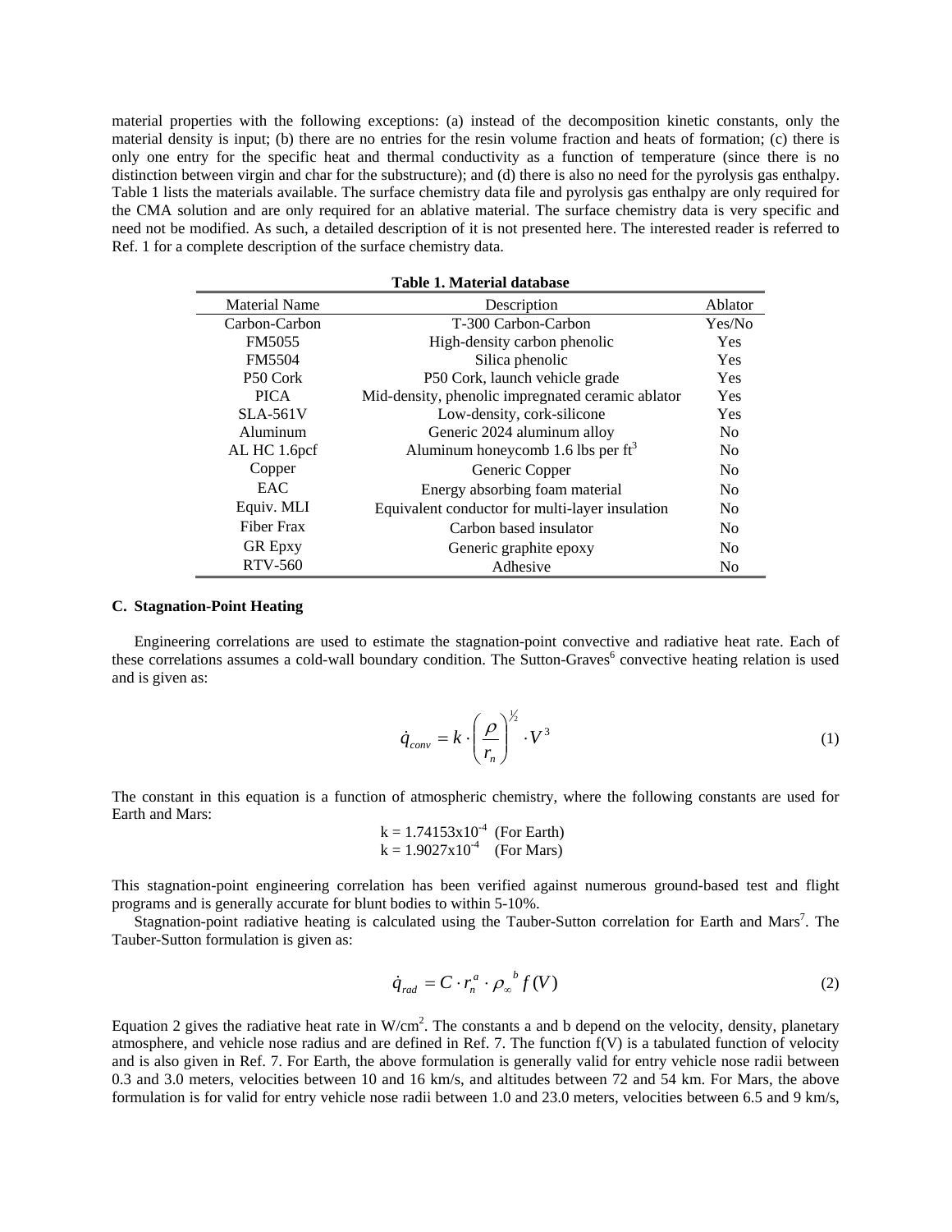material properties with the following exceptions: (a) instead of the decomposition kinetic constants, only the material density is input; (b) there are no entries for the resin volume fraction and heats of formation; (c) there is only one entry for the specific heat and thermal conductivity as a function of temperature (since there is no distinction between virgin and char for the substructure); and (d) there is also no need for the pyrolysis gas enthalpy. Table 1 lists the materials available. The surface chemistry data file and pyrolysis gas enthalpy are only required for the CMA solution and are only required for an ablative material. The surface chemistry data is very specific and need not be modified. As such, a detailed description of it is not presented here. The interested reader is referred to Ref. 1 for a complete description of the surface chemistry data.

**Table 1. Material database**

| Material Name | Description | Ablator |
|---|---|---|
| Carbon-Carbon | T-300 Carbon-Carbon | Yes/No |
| FM5055 | High-density carbon phenolic | Yes |
| FM5504 | Silica phenolic | Yes |
| P50 Cork | P50 Cork, launch vehicle grade | Yes |
| PICA | Mid-density, phenolic impregnated ceramic ablator | Yes |
| SLA-561V | Low-density, cork-silicone | Yes |
| Aluminum | Generic 2024 aluminum alloy | No |
| AL HC 1.6pcf | Aluminum honeycomb 1.6 lbs per $ft^3$ | No |
| Copper | Generic Copper | No |
| EAC | Energy absorbing foam material | No |
| Equiv. MLI | Equivalent conductor for multi-layer insulation | No |
| Fiber Frax | Carbon based insulator | No |
| GR Epxy | Generic graphite epoxy | No |
| RTV-560 | Adhesive | No |

### C. Stagnation-Point Heating

Engineering correlations are used to estimate the stagnation-point convective and radiative heat rate. Each of these correlations assumes a cold-wall boundary condition. The Sutton-Graves[6] convective heating relation is used and is given as:

$$\dot{q}_{conv} = k \cdot \left( \frac{\rho}{r_n} \right)^{1/2} \cdot V^3 \tag{1}$$

The constant in this equation is a function of atmospheric chemistry, where the following constants are used for Earth and Mars:

$k = 1.74153 \times 10^{-4}$ (For Earth)
$k = 1.9027 \times 10^{-4}$ (For Mars)

This stagnation-point engineering correlation has been verified against numerous ground-based test and flight programs and is generally accurate for blunt bodies to within 5-10%.

Stagnation-point radiative heating is calculated using the Tauber-Sutton correlation for Earth and Mars[7]. The Tauber-Sutton formulation is given as:

$$\dot{q}_{rad} = C \cdot r_n^a \cdot \rho_\infty{}^b f(V) \tag{2}$$

Equation 2 gives the radiative heat rate in $W/cm^2$. The constants a and b depend on the velocity, density, planetary atmosphere, and vehicle nose radius and are defined in Ref. 7. The function f(V) is a tabulated function of velocity and is also given in Ref. 7. For Earth, the above formulation is generally valid for entry vehicle nose radii between 0.3 and 3.0 meters, velocities between 10 and 16 km/s, and altitudes between 72 and 54 km. For Mars, the above formulation is for valid for entry vehicle nose radii between 1.0 and 23.0 meters, velocities between 6.5 and 9 km/s,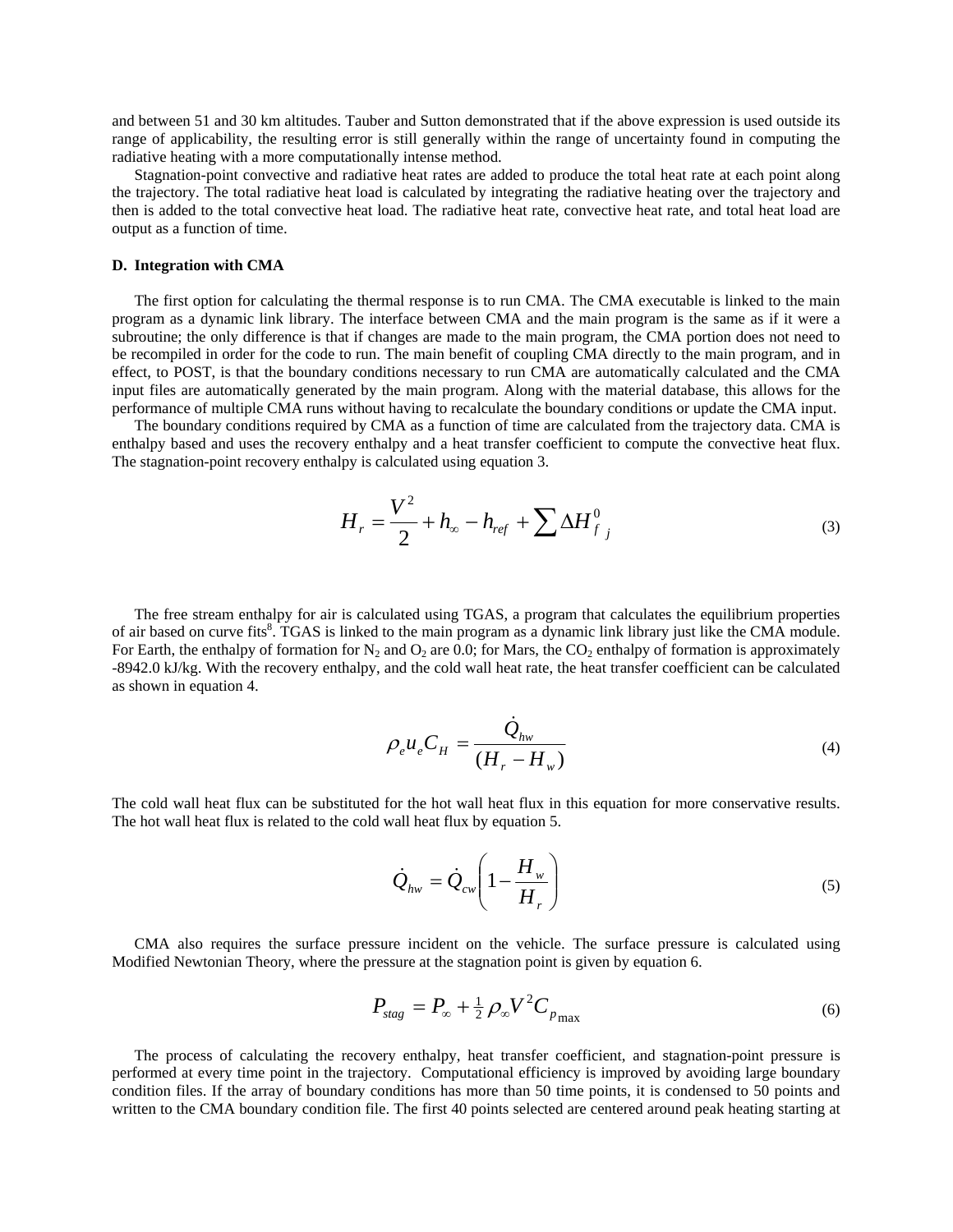and between 51 and 30 km altitudes. Tauber and Sutton demonstrated that if the above expression is used outside its range of applicability, the resulting error is still generally within the range of uncertainty found in computing the radiative heating with a more computationally intense method.

Stagnation-point convective and radiative heat rates are added to produce the total heat rate at each point along the trajectory. The total radiative heat load is calculated by integrating the radiative heating over the trajectory and then is added to the total convective heat load. The radiative heat rate, convective heat rate, and total heat load are output as a function of time.

### D. Integration with CMA

The first option for calculating the thermal response is to run CMA. The CMA executable is linked to the main program as a dynamic link library. The interface between CMA and the main program is the same as if it were a subroutine; the only difference is that if changes are made to the main program, the CMA portion does not need to be recompiled in order for the code to run. The main benefit of coupling CMA directly to the main program, and in effect, to POST, is that the boundary conditions necessary to run CMA are automatically calculated and the CMA input files are automatically generated by the main program. Along with the material database, this allows for the performance of multiple CMA runs without having to recalculate the boundary conditions or update the CMA input.

The boundary conditions required by CMA as a function of time are calculated from the trajectory data. CMA is enthalpy based and uses the recovery enthalpy and a heat transfer coefficient to compute the convective heat flux. The stagnation-point recovery enthalpy is calculated using equation 3.

$$H_r = \frac{V^2}{2} + h_\infty - h_{ref} + \sum \Delta H^0_{f\ j} \tag{3}$$

The free stream enthalpy for air is calculated using TGAS, a program that calculates the equilibrium properties of air based on curve fits[8]. TGAS is linked to the main program as a dynamic link library just like the CMA module. For Earth, the enthalpy of formation for $N_2$ and $O_2$ are 0.0; for Mars, the $CO_2$ enthalpy of formation is approximately -8942.0 kJ/kg. With the recovery enthalpy, and the cold wall heat rate, the heat transfer coefficient can be calculated as shown in equation 4.

$$\rho_e u_e C_H = \frac{\dot{Q}_{hw}}{(H_r - H_w)} \tag{4}$$

The cold wall heat flux can be substituted for the hot wall heat flux in this equation for more conservative results. The hot wall heat flux is related to the cold wall heat flux by equation 5.

$$\dot{Q}_{hw} = \dot{Q}_{cw}\left(1 - \frac{H_w}{H_r}\right) \tag{5}$$

CMA also requires the surface pressure incident on the vehicle. The surface pressure is calculated using Modified Newtonian Theory, where the pressure at the stagnation point is given by equation 6.

$$P_{stag} = P_\infty + \tfrac{1}{2}\rho_\infty V^2 C_{p_{\max}} \tag{6}$$

The process of calculating the recovery enthalpy, heat transfer coefficient, and stagnation-point pressure is performed at every time point in the trajectory. Computational efficiency is improved by avoiding large boundary condition files. If the array of boundary conditions has more than 50 time points, it is condensed to 50 points and written to the CMA boundary condition file. The first 40 points selected are centered around peak heating starting at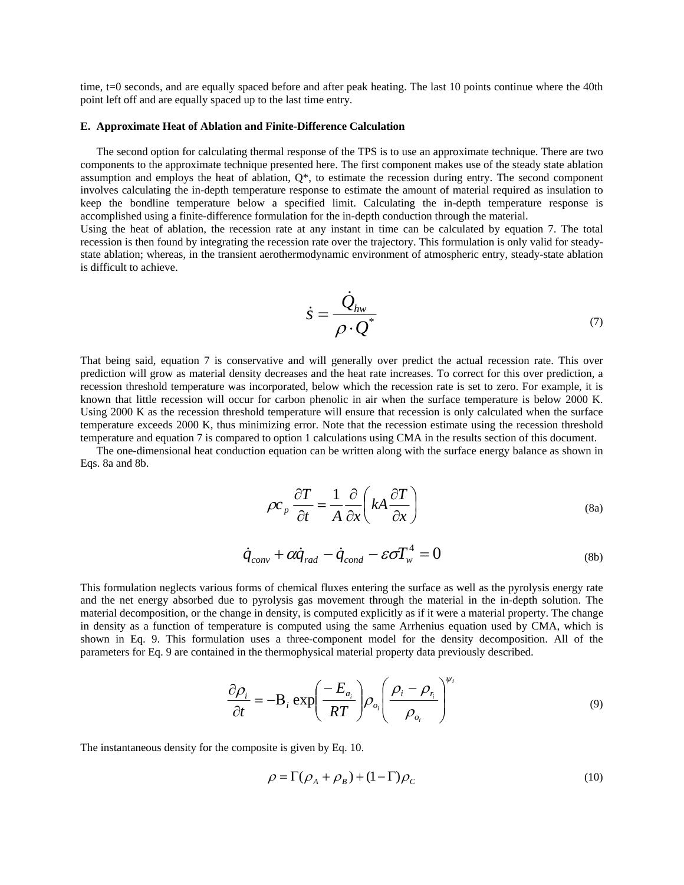time, t=0 seconds, and are equally spaced before and after peak heating. The last 10 points continue where the 40th point left off and are equally spaced up to the last time entry.

### E. Approximate Heat of Ablation and Finite-Difference Calculation

The second option for calculating thermal response of the TPS is to use an approximate technique. There are two components to the approximate technique presented here. The first component makes use of the steady state ablation assumption and employs the heat of ablation, Q*, to estimate the recession during entry. The second component involves calculating the in-depth temperature response to estimate the amount of material required as insulation to keep the bondline temperature below a specified limit. Calculating the in-depth temperature response is accomplished using a finite-difference formulation for the in-depth conduction through the material.

Using the heat of ablation, the recession rate at any instant in time can be calculated by equation 7. The total recession is then found by integrating the recession rate over the trajectory. This formulation is only valid for steady-state ablation; whereas, in the transient aerothermodynamic environment of atmospheric entry, steady-state ablation is difficult to achieve.

$$\dot{s} = \frac{\dot{Q}_{hw}}{\rho \cdot Q^*} \tag{7}$$

That being said, equation 7 is conservative and will generally over predict the actual recession rate. This over prediction will grow as material density decreases and the heat rate increases. To correct for this over prediction, a recession threshold temperature was incorporated, below which the recession rate is set to zero. For example, it is known that little recession will occur for carbon phenolic in air when the surface temperature is below 2000 K. Using 2000 K as the recession threshold temperature will ensure that recession is only calculated when the surface temperature exceeds 2000 K, thus minimizing error. Note that the recession estimate using the recession threshold temperature and equation 7 is compared to option 1 calculations using CMA in the results section of this document.

The one-dimensional heat conduction equation can be written along with the surface energy balance as shown in Eqs. 8a and 8b.

$$\rho c_p \frac{\partial T}{\partial t} = \frac{1}{A}\frac{\partial}{\partial x}\left(kA\frac{\partial T}{\partial x}\right) \tag{8a}$$

$$\dot{q}_{conv} + \alpha \dot{q}_{rad} - \dot{q}_{cond} - \varepsilon \sigma T_w^4 = 0 \tag{8b}$$

This formulation neglects various forms of chemical fluxes entering the surface as well as the pyrolysis energy rate and the net energy absorbed due to pyrolysis gas movement through the material in the in-depth solution. The material decomposition, or the change in density, is computed explicitly as if it were a material property. The change in density as a function of temperature is computed using the same Arrhenius equation used by CMA, which is shown in Eq. 9. This formulation uses a three-component model for the density decomposition. All of the parameters for Eq. 9 are contained in the thermophysical material property data previously described.

$$\frac{\partial \rho_i}{\partial t} = -\mathrm{B}_i \exp\left(\frac{-E_{a_i}}{RT}\right)\rho_{o_i}\left(\frac{\rho_i - \rho_{r_i}}{\rho_{o_i}}\right)^{\psi_i} \tag{9}$$

The instantaneous density for the composite is given by Eq. 10.

$$\rho = \Gamma(\rho_A + \rho_B) + (1-\Gamma)\rho_C \tag{10}$$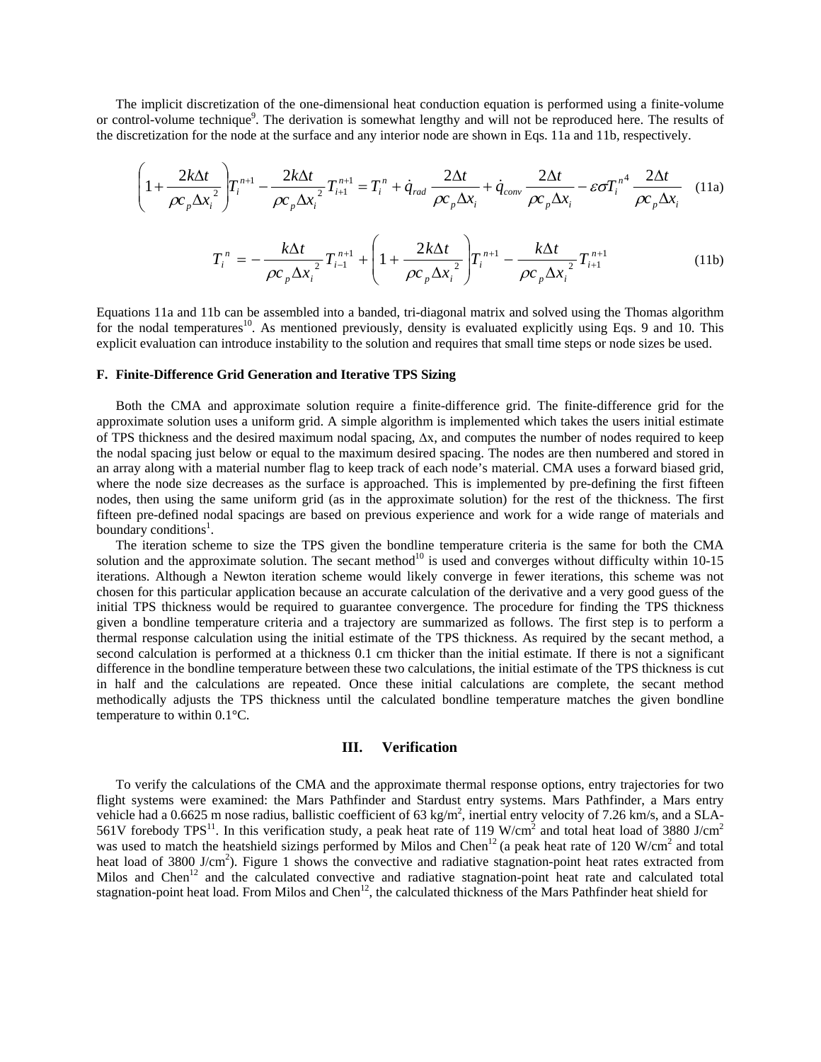The implicit discretization of the one-dimensional heat conduction equation is performed using a finite-volume or control-volume technique[9]. The derivation is somewhat lengthy and will not be reproduced here. The results of the discretization for the node at the surface and any interior node are shown in Eqs. 11a and 11b, respectively.

$$\left(1+\frac{2k\Delta t}{\rho c_p \Delta x_i^{\,2}}\right)T_i^{n+1}-\frac{2k\Delta t}{\rho c_p \Delta x_i^{\,2}}T_{i+1}^{n+1}=T_i^{n}+\dot{q}_{rad}\,\frac{2\Delta t}{\rho c_p \Delta x_i}+\dot{q}_{conv}\,\frac{2\Delta t}{\rho c_p \Delta x_i}-\varepsilon\sigma T_i^{n\,4}\,\frac{2\Delta t}{\rho c_p \Delta x_i} \quad \text{(11a)}$$

$$T_i^{\,n}=-\frac{k\Delta t}{\rho c_p \Delta x_i^{\,2}}T_{i-1}^{n+1}+\left(1+\frac{2k\Delta t}{\rho c_p \Delta x_i^{\,2}}\right)T_i^{n+1}-\frac{k\Delta t}{\rho c_p \Delta x_i^{\,2}}T_{i+1}^{n+1} \quad \text{(11b)}$$

Equations 11a and 11b can be assembled into a banded, tri-diagonal matrix and solved using the Thomas algorithm for the nodal temperatures[10]. As mentioned previously, density is evaluated explicitly using Eqs. 9 and 10. This explicit evaluation can introduce instability to the solution and requires that small time steps or node sizes be used.

### F. Finite-Difference Grid Generation and Iterative TPS Sizing

Both the CMA and approximate solution require a finite-difference grid. The finite-difference grid for the approximate solution uses a uniform grid. A simple algorithm is implemented which takes the users initial estimate of TPS thickness and the desired maximum nodal spacing, $\Delta x$, and computes the number of nodes required to keep the nodal spacing just below or equal to the maximum desired spacing. The nodes are then numbered and stored in an array along with a material number flag to keep track of each node's material. CMA uses a forward biased grid, where the node size decreases as the surface is approached. This is implemented by pre-defining the first fifteen nodes, then using the same uniform grid (as in the approximate solution) for the rest of the thickness. The first fifteen pre-defined nodal spacings are based on previous experience and work for a wide range of materials and boundary conditions[1].

The iteration scheme to size the TPS given the bondline temperature criteria is the same for both the CMA solution and the approximate solution. The secant method[10] is used and converges without difficulty within 10-15 iterations. Although a Newton iteration scheme would likely converge in fewer iterations, this scheme was not chosen for this particular application because an accurate calculation of the derivative and a very good guess of the initial TPS thickness would be required to guarantee convergence. The procedure for finding the TPS thickness given a bondline temperature criteria and a trajectory are summarized as follows. The first step is to perform a thermal response calculation using the initial estimate of the TPS thickness. As required by the secant method, a second calculation is performed at a thickness 0.1 cm thicker than the initial estimate. If there is not a significant difference in the bondline temperature between these two calculations, the initial estimate of the TPS thickness is cut in half and the calculations are repeated. Once these initial calculations are complete, the secant method methodically adjusts the TPS thickness until the calculated bondline temperature matches the given bondline temperature to within 0.1°C.

## III. Verification

To verify the calculations of the CMA and the approximate thermal response options, entry trajectories for two flight systems were examined: the Mars Pathfinder and Stardust entry systems. Mars Pathfinder, a Mars entry vehicle had a 0.6625 m nose radius, ballistic coefficient of 63 kg/m$^2$, inertial entry velocity of 7.26 km/s, and a SLA-561V forebody TPS[11]. In this verification study, a peak heat rate of 119 W/cm$^2$ and total heat load of 3880 J/cm$^2$ was used to match the heatshield sizings performed by Milos and Chen[12] (a peak heat rate of 120 W/cm$^2$ and total heat load of 3800 J/cm$^2$). Figure 1 shows the convective and radiative stagnation-point heat rates extracted from Milos and Chen[12] and the calculated convective and radiative stagnation-point heat rate and calculated total stagnation-point heat load. From Milos and Chen[12], the calculated thickness of the Mars Pathfinder heat shield for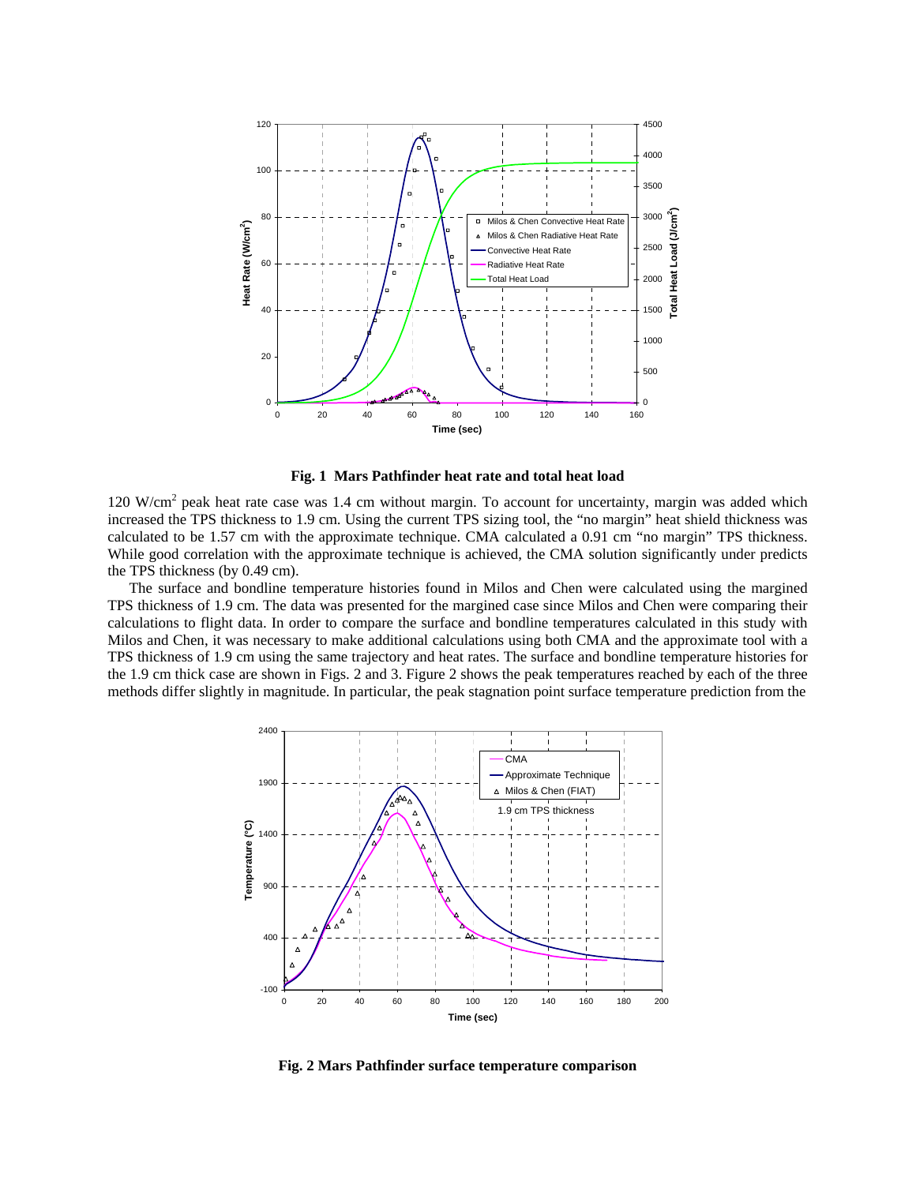Fig. 1  Mars Pathfinder heat rate and total heat load

120 W/cm$^2$ peak heat rate case was 1.4 cm without margin. To account for uncertainty, margin was added which increased the TPS thickness to 1.9 cm. Using the current TPS sizing tool, the "no margin" heat shield thickness was calculated to be 1.57 cm with the approximate technique. CMA calculated a 0.91 cm "no margin" TPS thickness. While good correlation with the approximate technique is achieved, the CMA solution significantly under predicts the TPS thickness (by 0.49 cm).

The surface and bondline temperature histories found in Milos and Chen were calculated using the margined TPS thickness of 1.9 cm. The data was presented for the margined case since Milos and Chen were comparing their calculations to flight data. In order to compare the surface and bondline temperatures calculated in this study with Milos and Chen, it was necessary to make additional calculations using both CMA and the approximate tool with a TPS thickness of 1.9 cm using the same trajectory and heat rates. The surface and bondline temperature histories for the 1.9 cm thick case are shown in Figs. 2 and 3. Figure 2 shows the peak temperatures reached by each of the three methods differ slightly in magnitude. In particular, the peak stagnation point surface temperature prediction from the

Fig. 2 Mars Pathfinder surface temperature comparison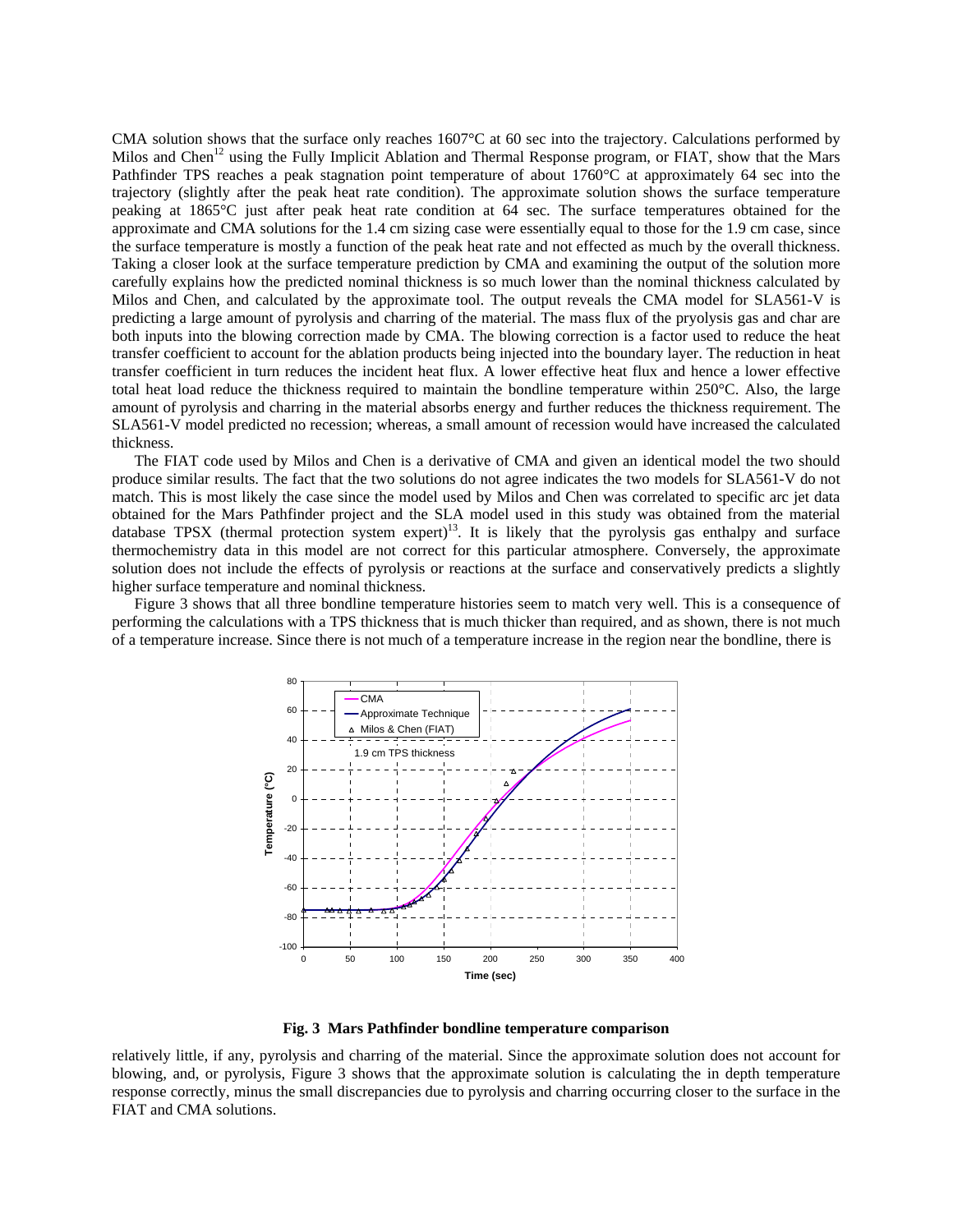CMA solution shows that the surface only reaches 1607°C at 60 sec into the trajectory. Calculations performed by Milos and Chen[12] using the Fully Implicit Ablation and Thermal Response program, or FIAT, show that the Mars Pathfinder TPS reaches a peak stagnation point temperature of about 1760°C at approximately 64 sec into the trajectory (slightly after the peak heat rate condition). The approximate solution shows the surface temperature peaking at 1865°C just after peak heat rate condition at 64 sec. The surface temperatures obtained for the approximate and CMA solutions for the 1.4 cm sizing case were essentially equal to those for the 1.9 cm case, since the surface temperature is mostly a function of the peak heat rate and not effected as much by the overall thickness. Taking a closer look at the surface temperature prediction by CMA and examining the output of the solution more carefully explains how the predicted nominal thickness is so much lower than the nominal thickness calculated by Milos and Chen, and calculated by the approximate tool. The output reveals the CMA model for SLA561-V is predicting a large amount of pyrolysis and charring of the material. The mass flux of the pryolysis gas and char are both inputs into the blowing correction made by CMA. The blowing correction is a factor used to reduce the heat transfer coefficient to account for the ablation products being injected into the boundary layer. The reduction in heat transfer coefficient in turn reduces the incident heat flux. A lower effective heat flux and hence a lower effective total heat load reduce the thickness required to maintain the bondline temperature within 250°C. Also, the large amount of pyrolysis and charring in the material absorbs energy and further reduces the thickness requirement. The SLA561-V model predicted no recession; whereas, a small amount of recession would have increased the calculated thickness.

The FIAT code used by Milos and Chen is a derivative of CMA and given an identical model the two should produce similar results. The fact that the two solutions do not agree indicates the two models for SLA561-V do not match. This is most likely the case since the model used by Milos and Chen was correlated to specific arc jet data obtained for the Mars Pathfinder project and the SLA model used in this study was obtained from the material database TPSX (thermal protection system expert)[13]. It is likely that the pyrolysis gas enthalpy and surface thermochemistry data in this model are not correct for this particular atmosphere. Conversely, the approximate solution does not include the effects of pyrolysis or reactions at the surface and conservatively predicts a slightly higher surface temperature and nominal thickness.

Figure 3 shows that all three bondline temperature histories seem to match very well. This is a consequence of performing the calculations with a TPS thickness that is much thicker than required, and as shown, there is not much of a temperature increase. Since there is not much of a temperature increase in the region near the bondline, there is

CMA
Approximate Technique
Milos & Chen (FIAT)
1.9 cm TPS thickness
Temperature (°C)
Time (sec)
80
60
40
20
0
-20
-40
-60
-80
-100
0
50
100
150
200
250
300
350
400

**Fig. 3 Mars Pathfinder bondline temperature comparison**

relatively little, if any, pyrolysis and charring of the material. Since the approximate solution does not account for blowing, and, or pyrolysis, Figure 3 shows that the approximate solution is calculating the in depth temperature response correctly, minus the small discrepancies due to pyrolysis and charring occurring closer to the surface in the FIAT and CMA solutions.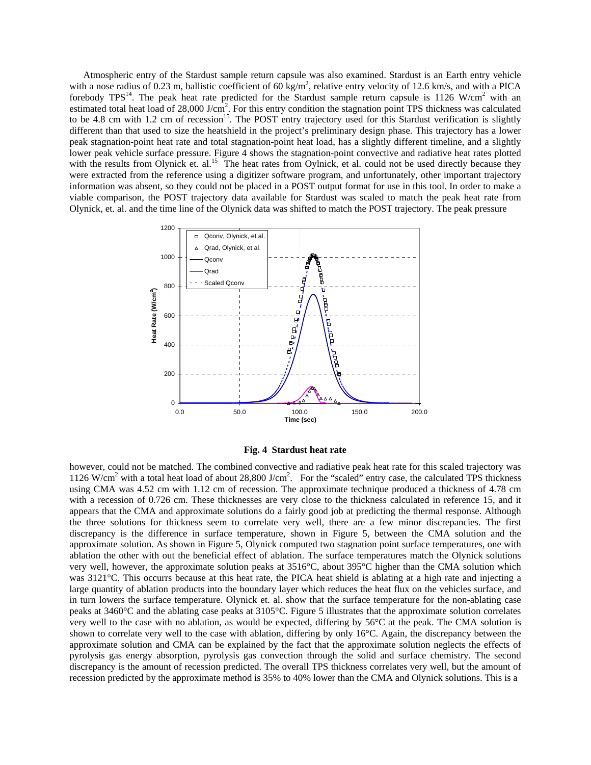Atmospheric entry of the Stardust sample return capsule was also examined. Stardust is an Earth entry vehicle with a nose radius of 0.23 m, ballistic coefficient of 60 kg/m$^2$, relative entry velocity of 12.6 km/s, and with a PICA forebody TPS[14]. The peak heat rate predicted for the Stardust sample return capsule is 1126 W/cm$^2$ with an estimated total heat load of 28,000 J/cm$^2$. For this entry condition the stagnation point TPS thickness was calculated to be 4.8 cm with 1.2 cm of recession[15]. The POST entry trajectory used for this Stardust verification is slightly different than that used to size the heatshield in the project's preliminary design phase. This trajectory has a lower peak stagnation-point heat rate and total stagnation-point heat load, has a slightly different timeline, and a slightly lower peak vehicle surface pressure. Figure 4 shows the stagnation-point convective and radiative heat rates plotted with the results from Olynick et. al.[15] The heat rates from Oylnick, et al. could not be used directly because they were extracted from the reference using a digitizer software program, and unfortunately, other important trajectory information was absent, so they could not be placed in a POST output format for use in this tool. In order to make a viable comparison, the POST trajectory data available for Stardust was scaled to match the peak heat rate from Olynick, et. al. and the time line of the Olynick data was shifted to match the POST trajectory. The peak pressure however, could not be matched. The combined convective and radiative peak heat rate for this scaled trajectory was 1126 W/cm$^2$ with a total heat load of about 28,800 J/cm$^2$. For the "scaled" entry case, the calculated TPS thickness using CMA was 4.52 cm with 1.12 cm of recession. The approximate technique produced a thickness of 4.78 cm with a recession of 0.726 cm. These thicknesses are very close to the thickness calculated in reference 15, and it appears that the CMA and approximate solutions do a fairly good job at predicting the thermal response. Although the three solutions for thickness seem to correlate very well, there are a few minor discrepancies. The first discrepancy is the difference in surface temperature, shown in Figure 5, between the CMA solution and the approximate solution. As shown in Figure 5, Olynick computed two stagnation point surface temperatures, one with ablation the other with out the beneficial effect of ablation. The surface temperatures match the Olynick solutions very well, however, the approximate solution peaks at 3516°C, about 395°C higher than the CMA solution which was 3121°C. This occurrs because at this heat rate, the PICA heat shield is ablating at a high rate and injecting a large quantity of ablation products into the boundary layer which reduces the heat flux on the vehicles surface, and in turn lowers the surface temperature. Olynick et. al. show that the surface temperature for the non-ablating case peaks at 3460°C and the ablating case peaks at 3105°C. Figure 5 illustrates that the approximate solution correlates very well to the case with no ablation, as would be expected, differing by 56°C at the peak. The CMA solution is shown to correlate very well to the case with ablation, differing by only 16°C. Again, the discrepancy between the approximate solution and CMA can be explained by the fact that the approximate solution neglects the effects of pyrolysis gas energy absorption, pyrolysis gas convection through the solid and surface chemistry. The second discrepancy is the amount of recession predicted. The overall TPS thickness correlates very well, but the amount of recession predicted by the approximate method is 35% to 40% lower than the CMA and Olynick solutions. This is a

**Fig. 4 Stardust heat rate**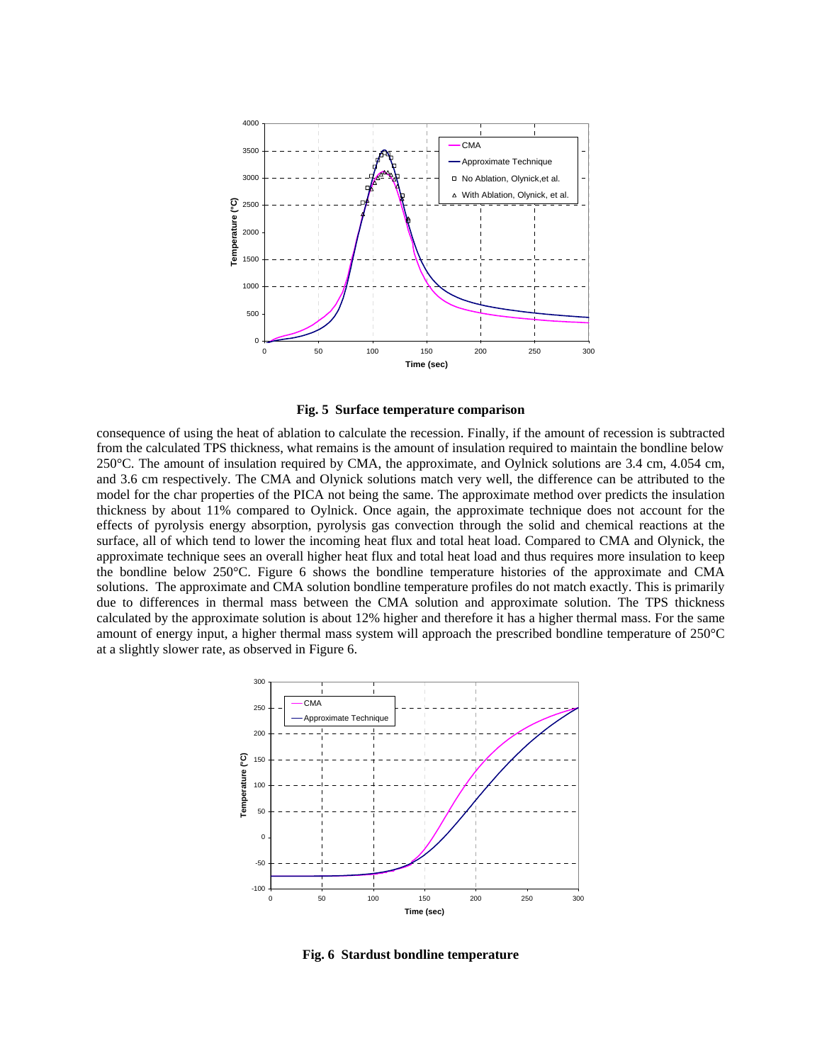**Fig. 5 Surface temperature comparison**

consequence of using the heat of ablation to calculate the recession. Finally, if the amount of recession is subtracted from the calculated TPS thickness, what remains is the amount of insulation required to maintain the bondline below 250°C. The amount of insulation required by CMA, the approximate, and Oylnick solutions are 3.4 cm, 4.054 cm, and 3.6 cm respectively. The CMA and Olynick solutions match very well, the difference can be attributed to the model for the char properties of the PICA not being the same. The approximate method over predicts the insulation thickness by about 11% compared to Oylnick. Once again, the approximate technique does not account for the effects of pyrolysis energy absorption, pyrolysis gas convection through the solid and chemical reactions at the surface, all of which tend to lower the incoming heat flux and total heat load. Compared to CMA and Olynick, the approximate technique sees an overall higher heat flux and total heat load and thus requires more insulation to keep the bondline below 250°C. Figure 6 shows the bondline temperature histories of the approximate and CMA solutions. The approximate and CMA solution bondline temperature profiles do not match exactly. This is primarily due to differences in thermal mass between the CMA solution and approximate solution. The TPS thickness calculated by the approximate solution is about 12% higher and therefore it has a higher thermal mass. For the same amount of energy input, a higher thermal mass system will approach the prescribed bondline temperature of 250°C at a slightly slower rate, as observed in Figure 6.

**Fig. 6 Stardust bondline temperature**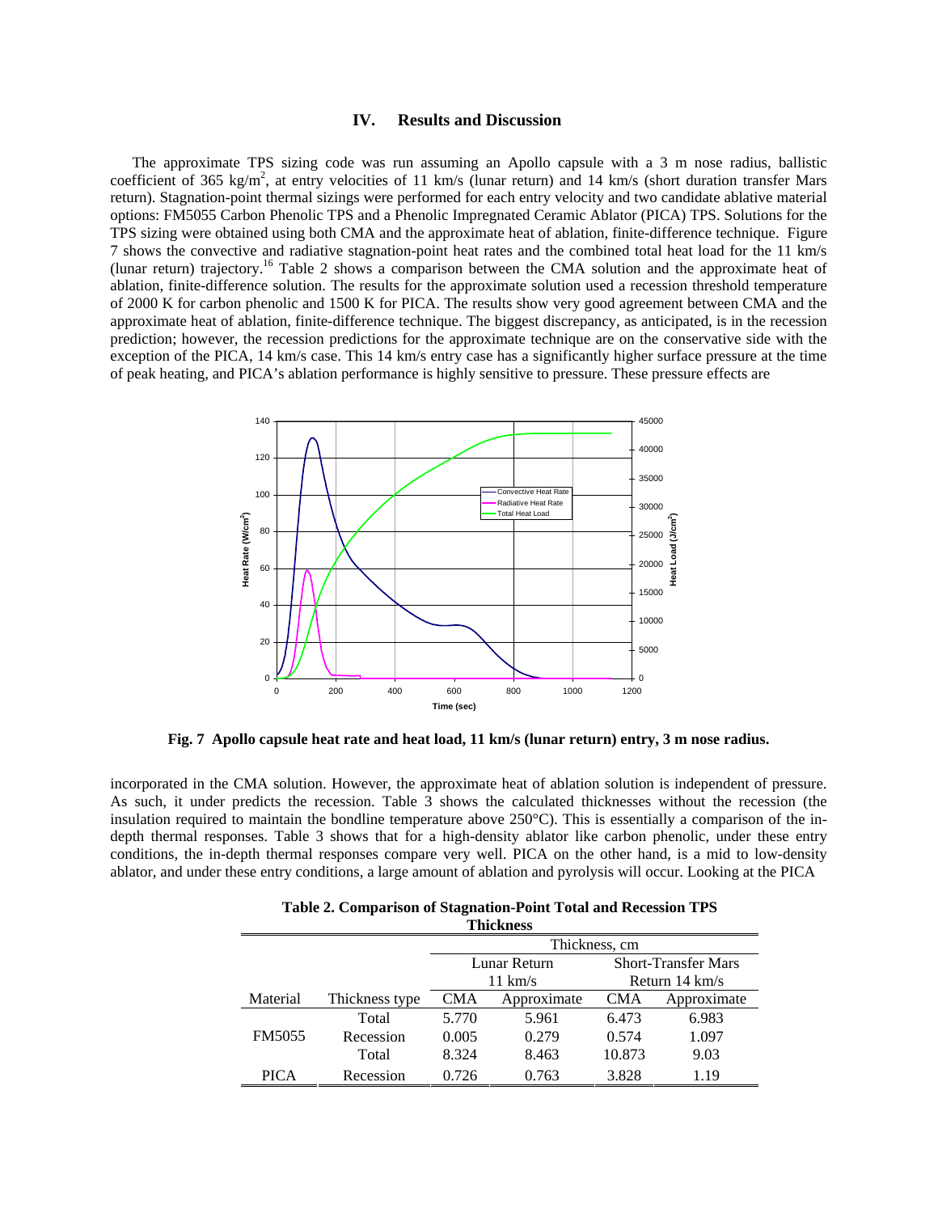## IV. Results and Discussion

The approximate TPS sizing code was run assuming an Apollo capsule with a 3 m nose radius, ballistic coefficient of 365 kg/m$^2$, at entry velocities of 11 km/s (lunar return) and 14 km/s (short duration transfer Mars return). Stagnation-point thermal sizings were performed for each entry velocity and two candidate ablative material options: FM5055 Carbon Phenolic TPS and a Phenolic Impregnated Ceramic Ablator (PICA) TPS. Solutions for the TPS sizing were obtained using both CMA and the approximate heat of ablation, finite-difference technique. Figure 7 shows the convective and radiative stagnation-point heat rates and the combined total heat load for the 11 km/s (lunar return) trajectory.[16] Table 2 shows a comparison between the CMA solution and the approximate heat of ablation, finite-difference solution. The results for the approximate solution used a recession threshold temperature of 2000 K for carbon phenolic and 1500 K for PICA. The results show very good agreement between CMA and the approximate heat of ablation, finite-difference technique. The biggest discrepancy, as anticipated, is in the recession prediction; however, the recession predictions for the approximate technique are on the conservative side with the exception of the PICA, 14 km/s case. This 14 km/s entry case has a significantly higher surface pressure at the time of peak heating, and PICA's ablation performance is highly sensitive to pressure. These pressure effects are

**Fig. 7 Apollo capsule heat rate and heat load, 11 km/s (lunar return) entry, 3 m nose radius.**

incorporated in the CMA solution. However, the approximate heat of ablation solution is independent of pressure. As such, it under predicts the recession. Table 3 shows the calculated thicknesses without the recession (the insulation required to maintain the bondline temperature above 250°C). This is essentially a comparison of the in-depth thermal responses. Table 3 shows that for a high-density ablator like carbon phenolic, under these entry conditions, the in-depth thermal responses compare very well. PICA on the other hand, is a mid to low-density ablator, and under these entry conditions, a large amount of ablation and pyrolysis will occur. Looking at the PICA

**Table 2. Comparison of Stagnation-Point Total and Recession TPS Thickness**

| | | Thickness, cm | | | |
|---|---|---|---|---|---|
| | | Lunar Return 11 km/s | | Short-Transfer Mars Return 14 km/s | |
| Material | Thickness type | CMA | Approximate | CMA | Approximate |
| FM5055 | Total | 5.770 | 5.961 | 6.473 | 6.983 |
| | Recession | 0.005 | 0.279 | 0.574 | 1.097 |
| PICA | Total | 8.324 | 8.463 | 10.873 | 9.03 |
| | Recession | 0.726 | 0.763 | 3.828 | 1.19 |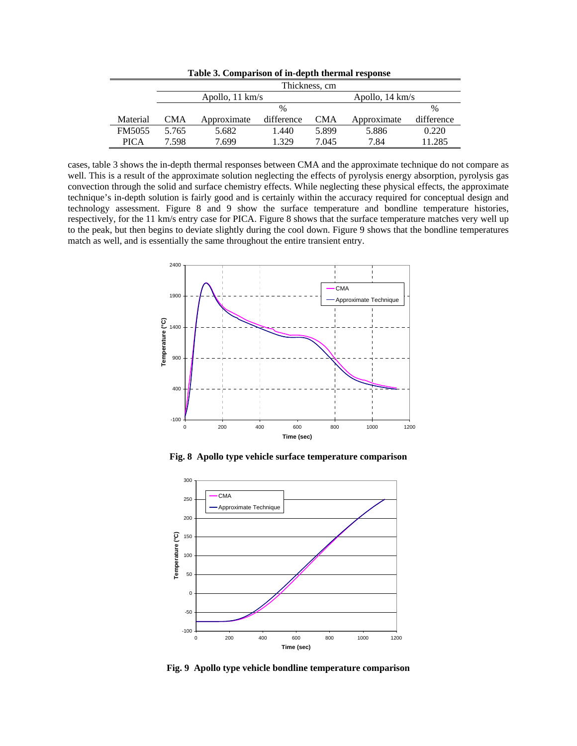**Table 3. Comparison of in-depth thermal response**

| | Thickness, cm | | | | | |
|---|---|---|---|---|---|---|
| | Apollo, 11 km/s | | | Apollo, 14 km/s | | |
| Material | CMA | Approximate | % difference | CMA | Approximate | % difference |
| FM5055 | 5.765 | 5.682 | 1.440 | 5.899 | 5.886 | 0.220 |
| PICA | 7.598 | 7.699 | 1.329 | 7.045 | 7.84 | 11.285 |

cases, table 3 shows the in-depth thermal responses between CMA and the approximate technique do not compare as well. This is a result of the approximate solution neglecting the effects of pyrolysis energy absorption, pyrolysis gas convection through the solid and surface chemistry effects. While neglecting these physical effects, the approximate technique's in-depth solution is fairly good and is certainly within the accuracy required for conceptual design and technology assessment. Figure 8 and 9 show the surface temperature and bondline temperature histories, respectively, for the 11 km/s entry case for PICA. Figure 8 shows that the surface temperature matches very well up to the peak, but then begins to deviate slightly during the cool down. Figure 9 shows that the bondline temperatures match as well, and is essentially the same throughout the entire transient entry.

**Fig. 8 Apollo type vehicle surface temperature comparison**

**Fig. 9 Apollo type vehicle bondline temperature comparison**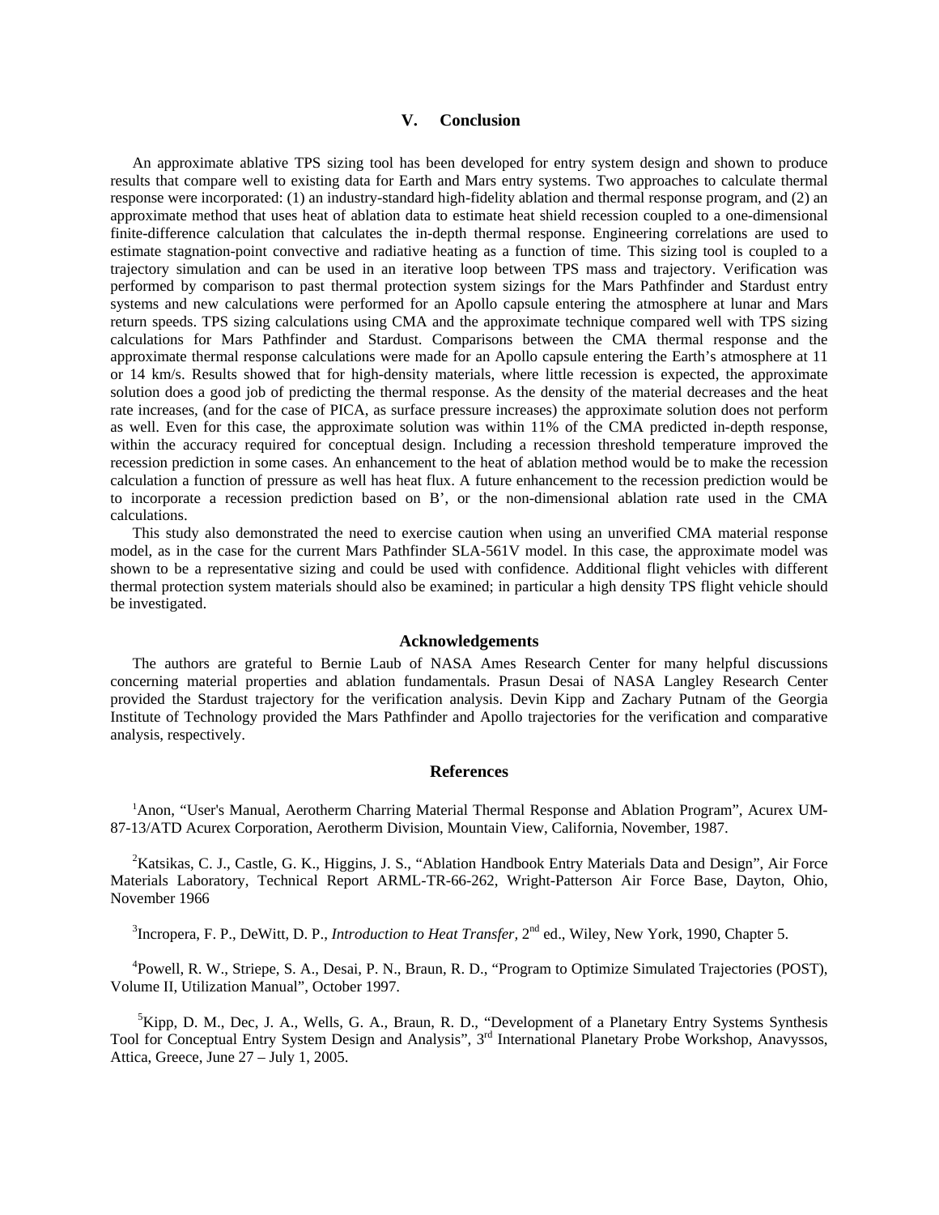## V. Conclusion

An approximate ablative TPS sizing tool has been developed for entry system design and shown to produce results that compare well to existing data for Earth and Mars entry systems. Two approaches to calculate thermal response were incorporated: (1) an industry-standard high-fidelity ablation and thermal response program, and (2) an approximate method that uses heat of ablation data to estimate heat shield recession coupled to a one-dimensional finite-difference calculation that calculates the in-depth thermal response. Engineering correlations are used to estimate stagnation-point convective and radiative heating as a function of time. This sizing tool is coupled to a trajectory simulation and can be used in an iterative loop between TPS mass and trajectory. Verification was performed by comparison to past thermal protection system sizings for the Mars Pathfinder and Stardust entry systems and new calculations were performed for an Apollo capsule entering the atmosphere at lunar and Mars return speeds. TPS sizing calculations using CMA and the approximate technique compared well with TPS sizing calculations for Mars Pathfinder and Stardust. Comparisons between the CMA thermal response and the approximate thermal response calculations were made for an Apollo capsule entering the Earth's atmosphere at 11 or 14 km/s. Results showed that for high-density materials, where little recession is expected, the approximate solution does a good job of predicting the thermal response. As the density of the material decreases and the heat rate increases, (and for the case of PICA, as surface pressure increases) the approximate solution does not perform as well. Even for this case, the approximate solution was within 11% of the CMA predicted in-depth response, within the accuracy required for conceptual design. Including a recession threshold temperature improved the recession prediction in some cases. An enhancement to the heat of ablation method would be to make the recession calculation a function of pressure as well has heat flux. A future enhancement to the recession prediction would be to incorporate a recession prediction based on B', or the non-dimensional ablation rate used in the CMA calculations.

This study also demonstrated the need to exercise caution when using an unverified CMA material response model, as in the case for the current Mars Pathfinder SLA-561V model. In this case, the approximate model was shown to be a representative sizing and could be used with confidence. Additional flight vehicles with different thermal protection system materials should also be examined; in particular a high density TPS flight vehicle should be investigated.

## Acknowledgements

The authors are grateful to Bernie Laub of NASA Ames Research Center for many helpful discussions concerning material properties and ablation fundamentals. Prasun Desai of NASA Langley Research Center provided the Stardust trajectory for the verification analysis. Devin Kipp and Zachary Putnam of the Georgia Institute of Technology provided the Mars Pathfinder and Apollo trajectories for the verification and comparative analysis, respectively.

## References

[1]Anon, "User's Manual, Aerotherm Charring Material Thermal Response and Ablation Program", Acurex UM-87-13/ATD Acurex Corporation, Aerotherm Division, Mountain View, California, November, 1987.

[2]Katsikas, C. J., Castle, G. K., Higgins, J. S., "Ablation Handbook Entry Materials Data and Design", Air Force Materials Laboratory, Technical Report ARML-TR-66-262, Wright-Patterson Air Force Base, Dayton, Ohio, November 1966

[3]Incropera, F. P., DeWitt, D. P., *Introduction to Heat Transfer,* 2nd ed., Wiley, New York, 1990, Chapter 5.

[4]Powell, R. W., Striepe, S. A., Desai, P. N., Braun, R. D., "Program to Optimize Simulated Trajectories (POST), Volume II, Utilization Manual", October 1997.

[5]Kipp, D. M., Dec, J. A., Wells, G. A., Braun, R. D., "Development of a Planetary Entry Systems Synthesis Tool for Conceptual Entry System Design and Analysis", 3rd International Planetary Probe Workshop, Anavyssos, Attica, Greece, June 27 – July 1, 2005.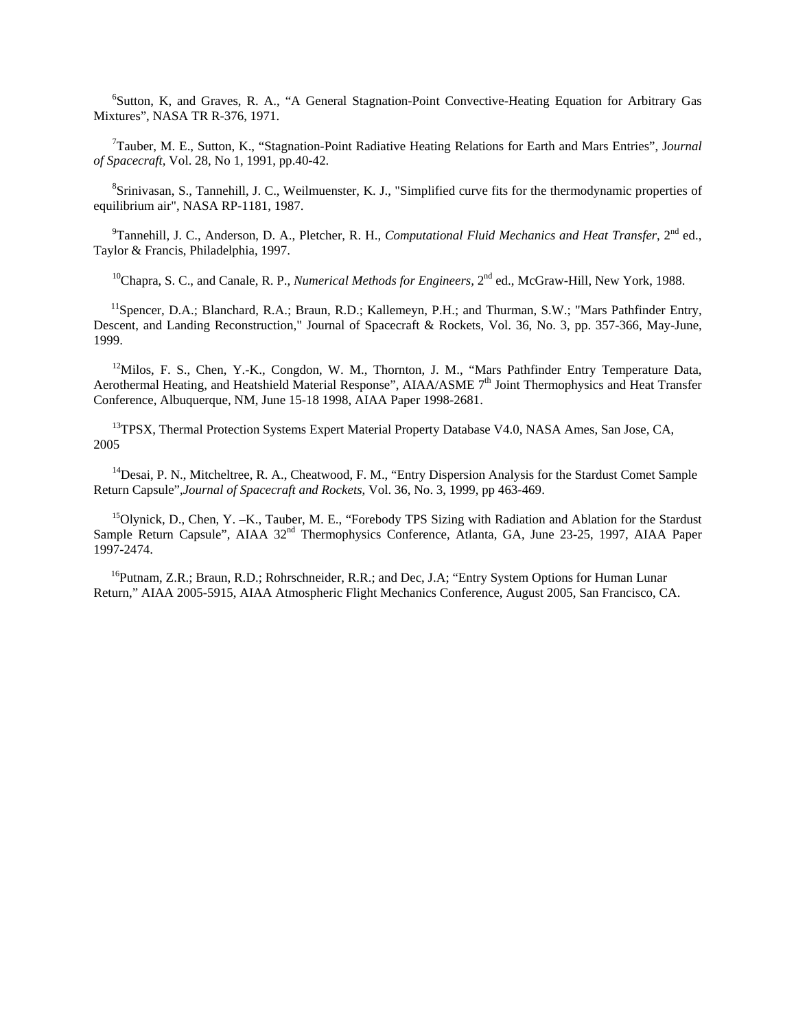[6]Sutton, K, and Graves, R. A., "A General Stagnation-Point Convective-Heating Equation for Arbitrary Gas Mixtures", NASA TR R-376, 1971.

[7]Tauber, M. E., Sutton, K., "Stagnation-Point Radiative Heating Relations for Earth and Mars Entries", J*ournal of Spacecraft*, Vol. 28, No 1, 1991, pp.40-42.

[8]Srinivasan, S., Tannehill, J. C., Weilmuenster, K. J., "Simplified curve fits for the thermodynamic properties of equilibrium air", NASA RP-1181, 1987.

[9]Tannehill, J. C., Anderson, D. A., Pletcher, R. H., *Computational Fluid Mechanics and Heat Transfer*, 2nd ed., Taylor & Francis, Philadelphia, 1997.

[10]Chapra, S. C., and Canale, R. P., *Numerical Methods for Engineers,* 2nd ed., McGraw-Hill, New York, 1988.

[11]Spencer, D.A.; Blanchard, R.A.; Braun, R.D.; Kallemeyn, P.H.; and Thurman, S.W.; "Mars Pathfinder Entry, Descent, and Landing Reconstruction," Journal of Spacecraft & Rockets, Vol. 36, No. 3, pp. 357-366, May-June, 1999.

[12]Milos, F. S., Chen, Y.-K., Congdon, W. M., Thornton, J. M., "Mars Pathfinder Entry Temperature Data, Aerothermal Heating, and Heatshield Material Response", AIAA/ASME 7th Joint Thermophysics and Heat Transfer Conference, Albuquerque, NM, June 15-18 1998, AIAA Paper 1998-2681.

[13]TPSX, Thermal Protection Systems Expert Material Property Database V4.0, NASA Ames, San Jose, CA, 2005

[14]Desai, P. N., Mitcheltree, R. A., Cheatwood, F. M., "Entry Dispersion Analysis for the Stardust Comet Sample Return Capsule",*Journal of Spacecraft and Rockets*, Vol. 36, No. 3, 1999, pp 463-469.

[15]Olynick, D., Chen, Y. –K., Tauber, M. E., "Forebody TPS Sizing with Radiation and Ablation for the Stardust Sample Return Capsule", AIAA 32nd Thermophysics Conference, Atlanta, GA, June 23-25, 1997, AIAA Paper 1997-2474.

[16]Putnam, Z.R.; Braun, R.D.; Rohrschneider, R.R.; and Dec, J.A; "Entry System Options for Human Lunar Return," AIAA 2005-5915, AIAA Atmospheric Flight Mechanics Conference, August 2005, San Francisco, CA.